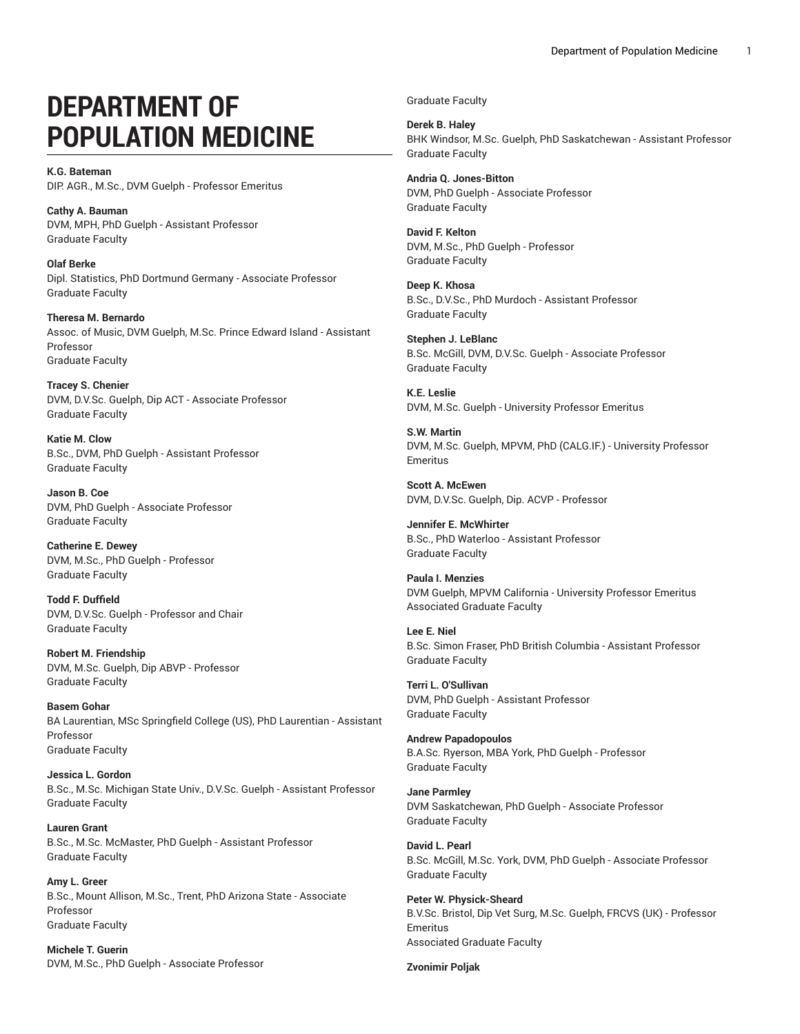# DEPARTMENT OF POPULATION MEDICINE

**K.G. Bateman**
DIP. AGR., M.Sc., DVM Guelph - Professor Emeritus

**Cathy A. Bauman**
DVM, MPH, PhD Guelph - Assistant Professor
Graduate Faculty

**Olaf Berke**
Dipl. Statistics, PhD Dortmund Germany - Associate Professor
Graduate Faculty

**Theresa M. Bernardo**
Assoc. of Music, DVM Guelph, M.Sc. Prince Edward Island - Assistant Professor
Graduate Faculty

**Tracey S. Chenier**
DVM, D.V.Sc. Guelph, Dip ACT - Associate Professor
Graduate Faculty

**Katie M. Clow**
B.Sc., DVM, PhD Guelph - Assistant Professor
Graduate Faculty

**Jason B. Coe**
DVM, PhD Guelph - Associate Professor
Graduate Faculty

**Catherine E. Dewey**
DVM, M.Sc., PhD Guelph - Professor
Graduate Faculty

**Todd F. Duffield**
DVM, D.V.Sc. Guelph - Professor and Chair
Graduate Faculty

**Robert M. Friendship**
DVM, M.Sc. Guelph, Dip ABVP - Professor
Graduate Faculty

**Basem Gohar**
BA Laurentian, MSc Springfield College (US), PhD Laurentian - Assistant Professor
Graduate Faculty

**Jessica L. Gordon**
B.Sc., M.Sc. Michigan State Univ., D.V.Sc. Guelph - Assistant Professor
Graduate Faculty

**Lauren Grant**
B.Sc., M.Sc. McMaster, PhD Guelph - Assistant Professor
Graduate Faculty

**Amy L. Greer**
B.Sc., Mount Allison, M.Sc., Trent, PhD Arizona State - Associate Professor
Graduate Faculty

**Michele T. Guerin**
DVM, M.Sc., PhD Guelph - Associate Professor
Graduate Faculty

**Derek B. Haley**
BHK Windsor, M.Sc. Guelph, PhD Saskatchewan - Assistant Professor
Graduate Faculty

**Andria Q. Jones-Bitton**
DVM, PhD Guelph - Associate Professor
Graduate Faculty

**David F. Kelton**
DVM, M.Sc., PhD Guelph - Professor
Graduate Faculty

**Deep K. Khosa**
B.Sc., D.V.Sc., PhD Murdoch - Assistant Professor
Graduate Faculty

**Stephen J. LeBlanc**
B.Sc. McGill, DVM, D.V.Sc. Guelph - Associate Professor
Graduate Faculty

**K.E. Leslie**
DVM, M.Sc. Guelph - University Professor Emeritus

**S.W. Martin**
DVM, M.Sc. Guelph, MPVM, PhD (CALG.IF.) - University Professor Emeritus

**Scott A. McEwen**
DVM, D.V.Sc. Guelph, Dip. ACVP - Professor

**Jennifer E. McWhirter**
B.Sc., PhD Waterloo - Assistant Professor
Graduate Faculty

**Paula I. Menzies**
DVM Guelph, MPVM California - University Professor Emeritus
Associated Graduate Faculty

**Lee E. Niel**
B.Sc. Simon Fraser, PhD British Columbia - Assistant Professor
Graduate Faculty

**Terri L. O'Sullivan**
DVM, PhD Guelph - Assistant Professor
Graduate Faculty

**Andrew Papadopoulos**
B.A.Sc. Ryerson, MBA York, PhD Guelph - Professor
Graduate Faculty

**Jane Parmley**
DVM Saskatchewan, PhD Guelph - Associate Professor
Graduate Faculty

**David L. Pearl**
B.Sc. McGill, M.Sc. York, DVM, PhD Guelph - Associate Professor
Graduate Faculty

**Peter W. Physick-Sheard**
B.V.Sc. Bristol, Dip Vet Surg, M.Sc. Guelph, FRCVS (UK) - Professor Emeritus
Associated Graduate Faculty

**Zvonimir Poljak**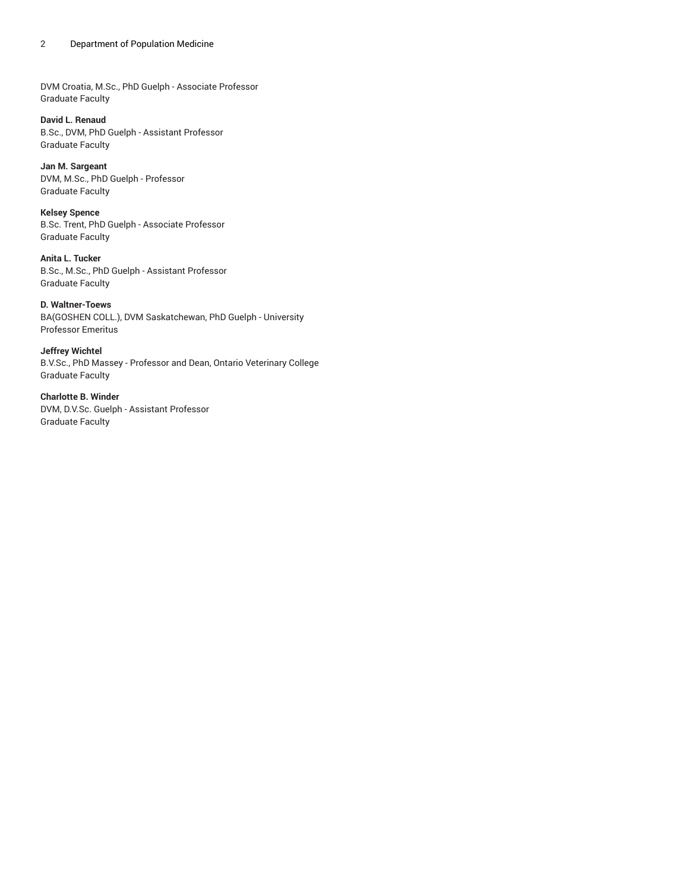DVM Croatia, M.Sc., PhD Guelph - Associate Professor
Graduate Faculty

**David L. Renaud**
B.Sc., DVM, PhD Guelph - Assistant Professor
Graduate Faculty

**Jan M. Sargeant**
DVM, M.Sc., PhD Guelph - Professor
Graduate Faculty

**Kelsey Spence**
B.Sc. Trent, PhD Guelph - Associate Professor
Graduate Faculty

**Anita L. Tucker**
B.Sc., M.Sc., PhD Guelph - Assistant Professor
Graduate Faculty

**D. Waltner-Toews**
BA(GOSHEN COLL.), DVM Saskatchewan, PhD Guelph - University Professor Emeritus

**Jeffrey Wichtel**
B.V.Sc., PhD Massey - Professor and Dean, Ontario Veterinary College
Graduate Faculty

**Charlotte B. Winder**
DVM, D.V.Sc. Guelph - Assistant Professor
Graduate Faculty